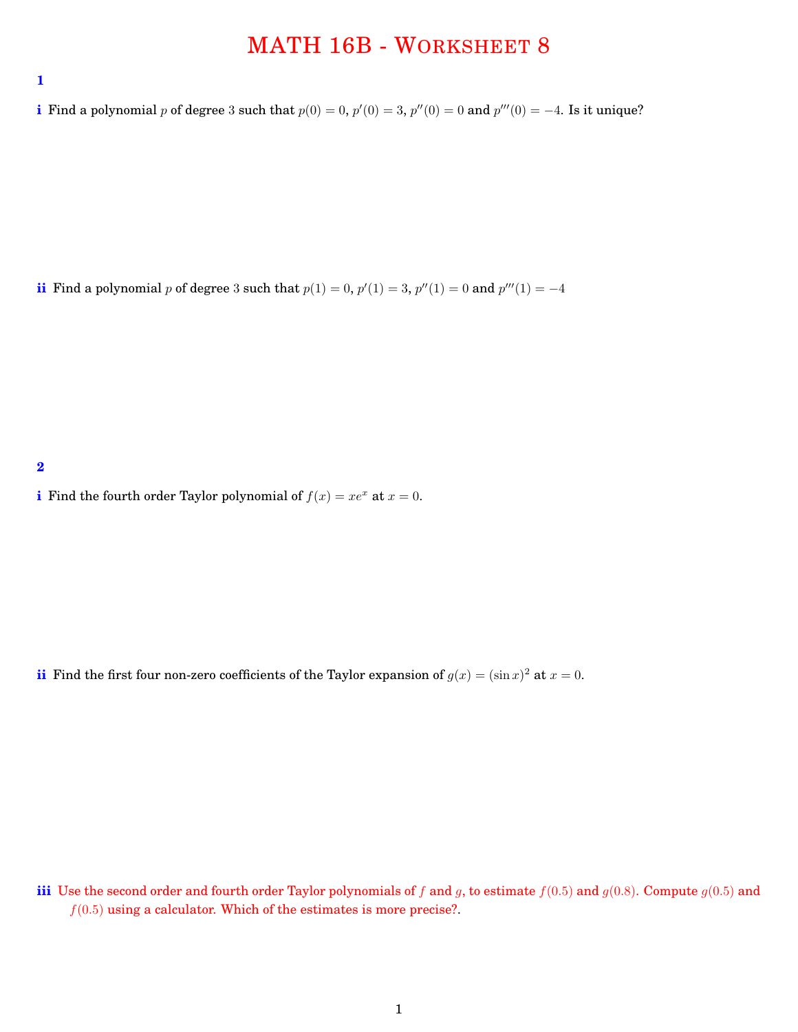# MATH 16B - Worksheet 8

## 1

**i** Find a polynomial $p$ of degree 3 such that $p(0) = 0$, $p'(0) = 3$, $p''(0) = 0$ and $p'''(0) = -4$. Is it unique?

**ii** Find a polynomial $p$ of degree 3 such that $p(1) = 0$, $p'(1) = 3$, $p''(1) = 0$ and $p'''(1) = -4$

## 2

**i** Find the fourth order Taylor polynomial of $f(x) = xe^x$ at $x = 0$.

**ii** Find the first four non-zero coefficients of the Taylor expansion of $g(x) = (\sin x)^2$ at $x = 0$.

**iii** Use the second order and fourth order Taylor polynomials of $f$ and $g$, to estimate $f(0.5)$ and $g(0.8)$. Compute $g(0.5)$ and $f(0.5)$ using a calculator. Which of the estimates is more precise?.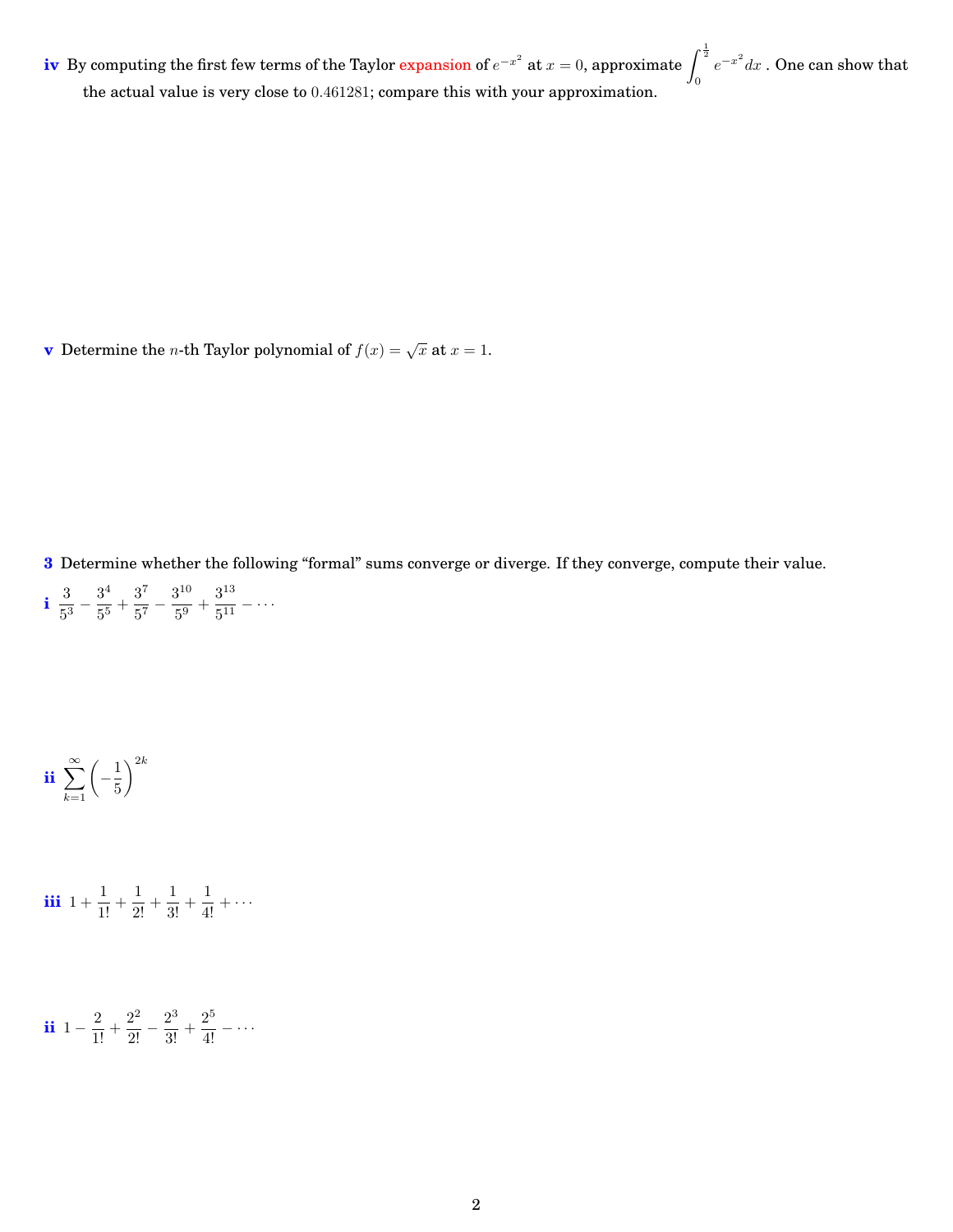**iv** By computing the first few terms of the Taylor expansion of $e^{-x^2}$ at $x = 0$, approximate $\int_0^{\frac{1}{2}} e^{-x^2} dx$ . One can show that the actual value is very close to $0.461281$; compare this with your approximation.

**v** Determine the $n$-th Taylor polynomial of $f(x) = \sqrt{x}$ at $x = 1$.

**3** Determine whether the following "formal" sums converge or diverge. If they converge, compute their value.

**i** $\frac{3}{5^3} - \frac{3^4}{5^5} + \frac{3^7}{5^7} - \frac{3^{10}}{5^9} + \frac{3^{13}}{5^{11}} - \cdots$

**ii** $\sum_{k=1}^{\infty} \left(-\frac{1}{5}\right)^{2k}$

**iii** $1 + \frac{1}{1!} + \frac{1}{2!} + \frac{1}{3!} + \frac{1}{4!} + \cdots$

**ii** $1 - \frac{2}{1!} + \frac{2^2}{2!} - \frac{2^3}{3!} + \frac{2^5}{4!} - \cdots$